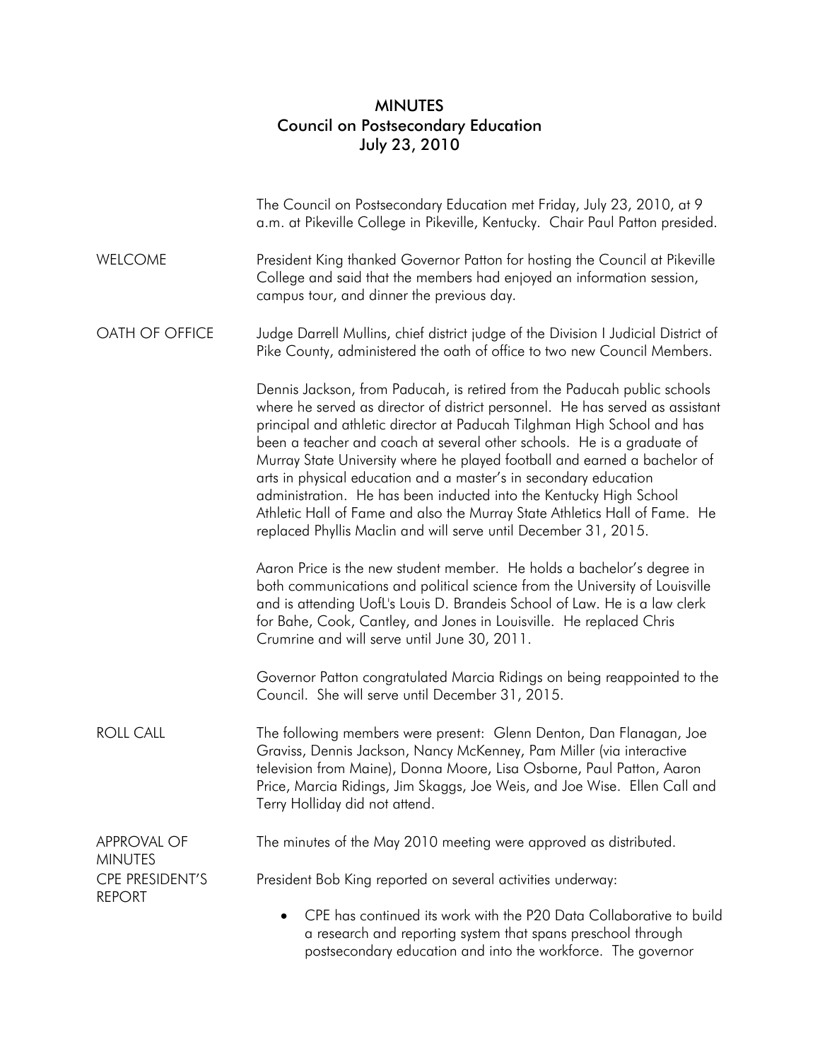# MINUTES
## Council on Postsecondary Education
## July 23, 2010

The Council on Postsecondary Education met Friday, July 23, 2010, at 9 a.m. at Pikeville College in Pikeville, Kentucky. Chair Paul Patton presided.

**WELCOME**

President King thanked Governor Patton for hosting the Council at Pikeville College and said that the members had enjoyed an information session, campus tour, and dinner the previous day.

**OATH OF OFFICE**

Judge Darrell Mullins, chief district judge of the Division I Judicial District of Pike County, administered the oath of office to two new Council Members.

Dennis Jackson, from Paducah, is retired from the Paducah public schools where he served as director of district personnel. He has served as assistant principal and athletic director at Paducah Tilghman High School and has been a teacher and coach at several other schools. He is a graduate of Murray State University where he played football and earned a bachelor of arts in physical education and a master's in secondary education administration. He has been inducted into the Kentucky High School Athletic Hall of Fame and also the Murray State Athletics Hall of Fame. He replaced Phyllis Maclin and will serve until December 31, 2015.

Aaron Price is the new student member. He holds a bachelor's degree in both communications and political science from the University of Louisville and is attending UofL's Louis D. Brandeis School of Law. He is a law clerk for Bahe, Cook, Cantley, and Jones in Louisville. He replaced Chris Crumrine and will serve until June 30, 2011.

Governor Patton congratulated Marcia Ridings on being reappointed to the Council. She will serve until December 31, 2015.

**ROLL CALL**

The following members were present: Glenn Denton, Dan Flanagan, Joe Graviss, Dennis Jackson, Nancy McKenney, Pam Miller (via interactive television from Maine), Donna Moore, Lisa Osborne, Paul Patton, Aaron Price, Marcia Ridings, Jim Skaggs, Joe Weis, and Joe Wise. Ellen Call and Terry Holliday did not attend.

**APPROVAL OF MINUTES**

The minutes of the May 2010 meeting were approved as distributed.

**CPE PRESIDENT'S REPORT**

President Bob King reported on several activities underway:

- CPE has continued its work with the P20 Data Collaborative to build a research and reporting system that spans preschool through postsecondary education and into the workforce. The governor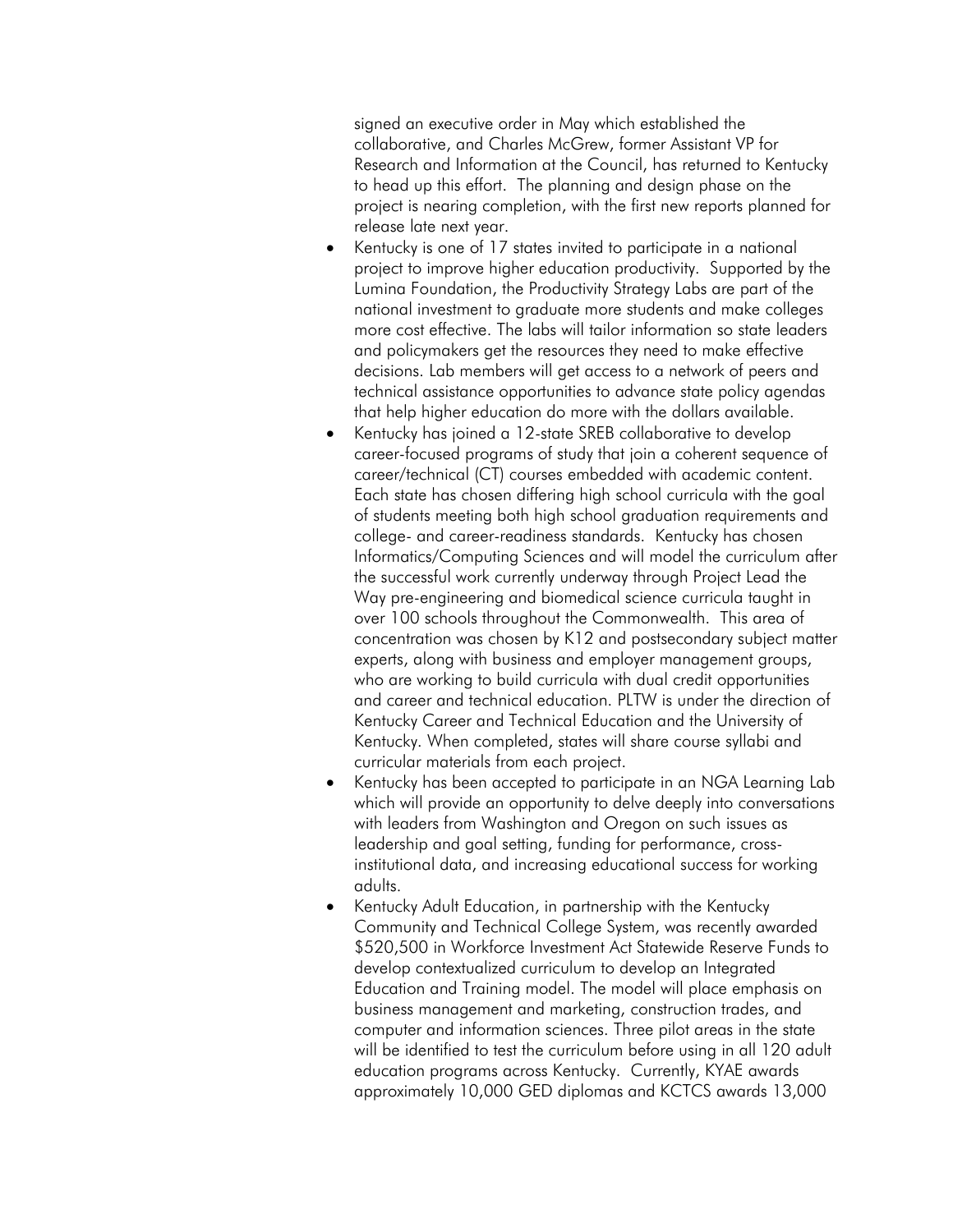signed an executive order in May which established the collaborative, and Charles McGrew, former Assistant VP for Research and Information at the Council, has returned to Kentucky to head up this effort. The planning and design phase on the project is nearing completion, with the first new reports planned for release late next year.

- Kentucky is one of 17 states invited to participate in a national project to improve higher education productivity. Supported by the Lumina Foundation, the Productivity Strategy Labs are part of the national investment to graduate more students and make colleges more cost effective. The labs will tailor information so state leaders and policymakers get the resources they need to make effective decisions. Lab members will get access to a network of peers and technical assistance opportunities to advance state policy agendas that help higher education do more with the dollars available.
- Kentucky has joined a 12-state SREB collaborative to develop career-focused programs of study that join a coherent sequence of career/technical (CT) courses embedded with academic content. Each state has chosen differing high school curricula with the goal of students meeting both high school graduation requirements and college- and career-readiness standards. Kentucky has chosen Informatics/Computing Sciences and will model the curriculum after the successful work currently underway through Project Lead the Way pre-engineering and biomedical science curricula taught in over 100 schools throughout the Commonwealth. This area of concentration was chosen by K12 and postsecondary subject matter experts, along with business and employer management groups, who are working to build curricula with dual credit opportunities and career and technical education. PLTW is under the direction of Kentucky Career and Technical Education and the University of Kentucky. When completed, states will share course syllabi and curricular materials from each project.
- Kentucky has been accepted to participate in an NGA Learning Lab which will provide an opportunity to delve deeply into conversations with leaders from Washington and Oregon on such issues as leadership and goal setting, funding for performance, cross-institutional data, and increasing educational success for working adults.
- Kentucky Adult Education, in partnership with the Kentucky Community and Technical College System, was recently awarded $520,500 in Workforce Investment Act Statewide Reserve Funds to develop contextualized curriculum to develop an Integrated Education and Training model. The model will place emphasis on business management and marketing, construction trades, and computer and information sciences. Three pilot areas in the state will be identified to test the curriculum before using in all 120 adult education programs across Kentucky. Currently, KYAE awards approximately 10,000 GED diplomas and KCTCS awards 13,000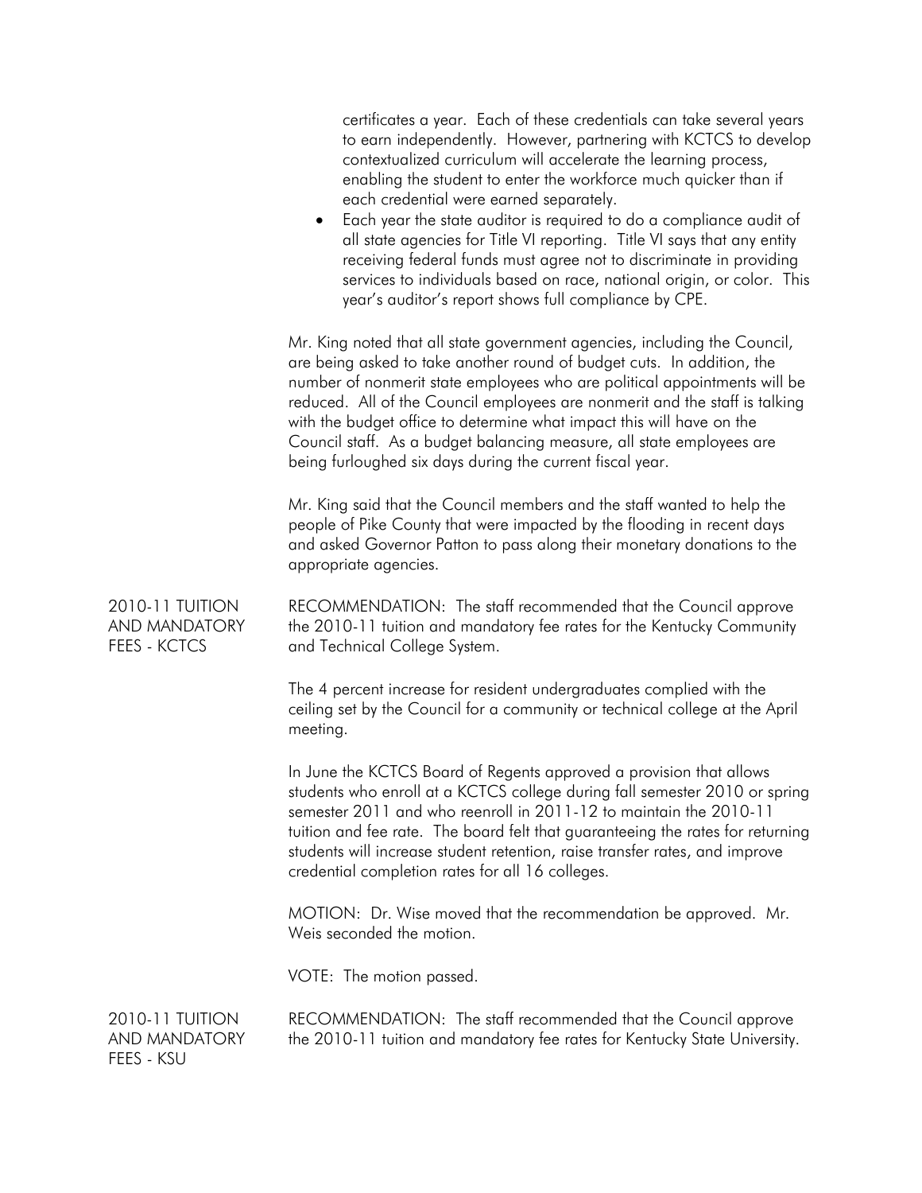certificates a year. Each of these credentials can take several years to earn independently. However, partnering with KCTCS to develop contextualized curriculum will accelerate the learning process, enabling the student to enter the workforce much quicker than if each credential were earned separately.

- Each year the state auditor is required to do a compliance audit of all state agencies for Title VI reporting. Title VI says that any entity receiving federal funds must agree not to discriminate in providing services to individuals based on race, national origin, or color. This year's auditor's report shows full compliance by CPE.

Mr. King noted that all state government agencies, including the Council, are being asked to take another round of budget cuts. In addition, the number of nonmerit state employees who are political appointments will be reduced. All of the Council employees are nonmerit and the staff is talking with the budget office to determine what impact this will have on the Council staff. As a budget balancing measure, all state employees are being furloughed six days during the current fiscal year.

Mr. King said that the Council members and the staff wanted to help the people of Pike County that were impacted by the flooding in recent days and asked Governor Patton to pass along their monetary donations to the appropriate agencies.

**2010-11 TUITION AND MANDATORY FEES - KCTCS**

RECOMMENDATION: The staff recommended that the Council approve the 2010-11 tuition and mandatory fee rates for the Kentucky Community and Technical College System.

The 4 percent increase for resident undergraduates complied with the ceiling set by the Council for a community or technical college at the April meeting.

In June the KCTCS Board of Regents approved a provision that allows students who enroll at a KCTCS college during fall semester 2010 or spring semester 2011 and who reenroll in 2011-12 to maintain the 2010-11 tuition and fee rate. The board felt that guaranteeing the rates for returning students will increase student retention, raise transfer rates, and improve credential completion rates for all 16 colleges.

MOTION: Dr. Wise moved that the recommendation be approved. Mr. Weis seconded the motion.

VOTE: The motion passed.

**2010-11 TUITION AND MANDATORY FEES - KSU**

RECOMMENDATION: The staff recommended that the Council approve the 2010-11 tuition and mandatory fee rates for Kentucky State University.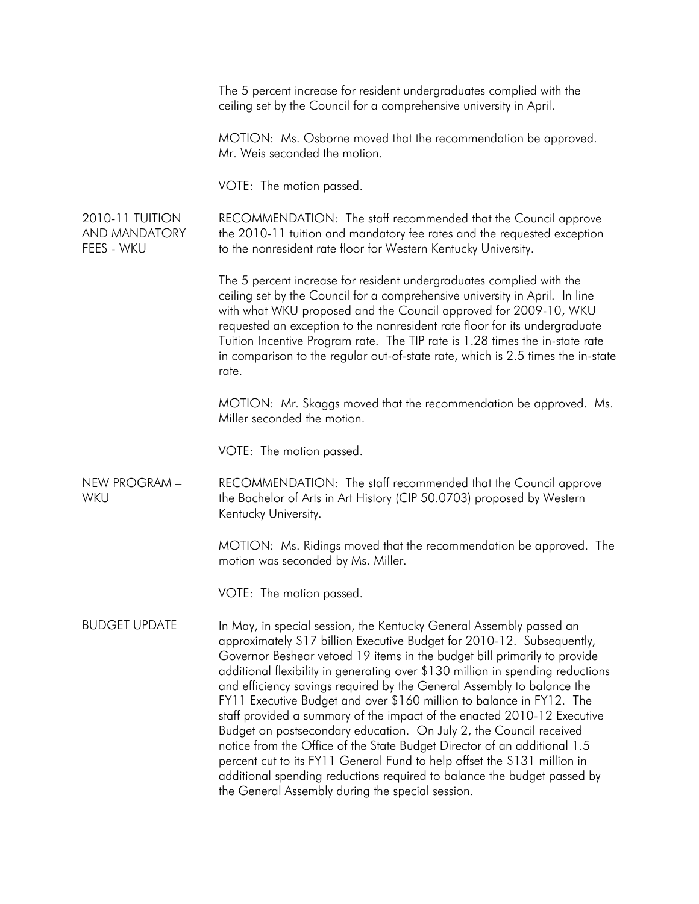The 5 percent increase for resident undergraduates complied with the ceiling set by the Council for a comprehensive university in April.

MOTION: Ms. Osborne moved that the recommendation be approved. Mr. Weis seconded the motion.

VOTE: The motion passed.

**2010-11 TUITION AND MANDATORY FEES - WKU**

RECOMMENDATION: The staff recommended that the Council approve the 2010-11 tuition and mandatory fee rates and the requested exception to the nonresident rate floor for Western Kentucky University.

The 5 percent increase for resident undergraduates complied with the ceiling set by the Council for a comprehensive university in April. In line with what WKU proposed and the Council approved for 2009-10, WKU requested an exception to the nonresident rate floor for its undergraduate Tuition Incentive Program rate. The TIP rate is 1.28 times the in-state rate in comparison to the regular out-of-state rate, which is 2.5 times the in-state rate.

MOTION: Mr. Skaggs moved that the recommendation be approved. Ms. Miller seconded the motion.

VOTE: The motion passed.

**NEW PROGRAM – WKU**

RECOMMENDATION: The staff recommended that the Council approve the Bachelor of Arts in Art History (CIP 50.0703) proposed by Western Kentucky University.

MOTION: Ms. Ridings moved that the recommendation be approved. The motion was seconded by Ms. Miller.

VOTE: The motion passed.

**BUDGET UPDATE**

In May, in special session, the Kentucky General Assembly passed an approximately $17 billion Executive Budget for 2010-12. Subsequently, Governor Beshear vetoed 19 items in the budget bill primarily to provide additional flexibility in generating over $130 million in spending reductions and efficiency savings required by the General Assembly to balance the FY11 Executive Budget and over $160 million to balance in FY12. The staff provided a summary of the impact of the enacted 2010-12 Executive Budget on postsecondary education. On July 2, the Council received notice from the Office of the State Budget Director of an additional 1.5 percent cut to its FY11 General Fund to help offset the $131 million in additional spending reductions required to balance the budget passed by the General Assembly during the special session.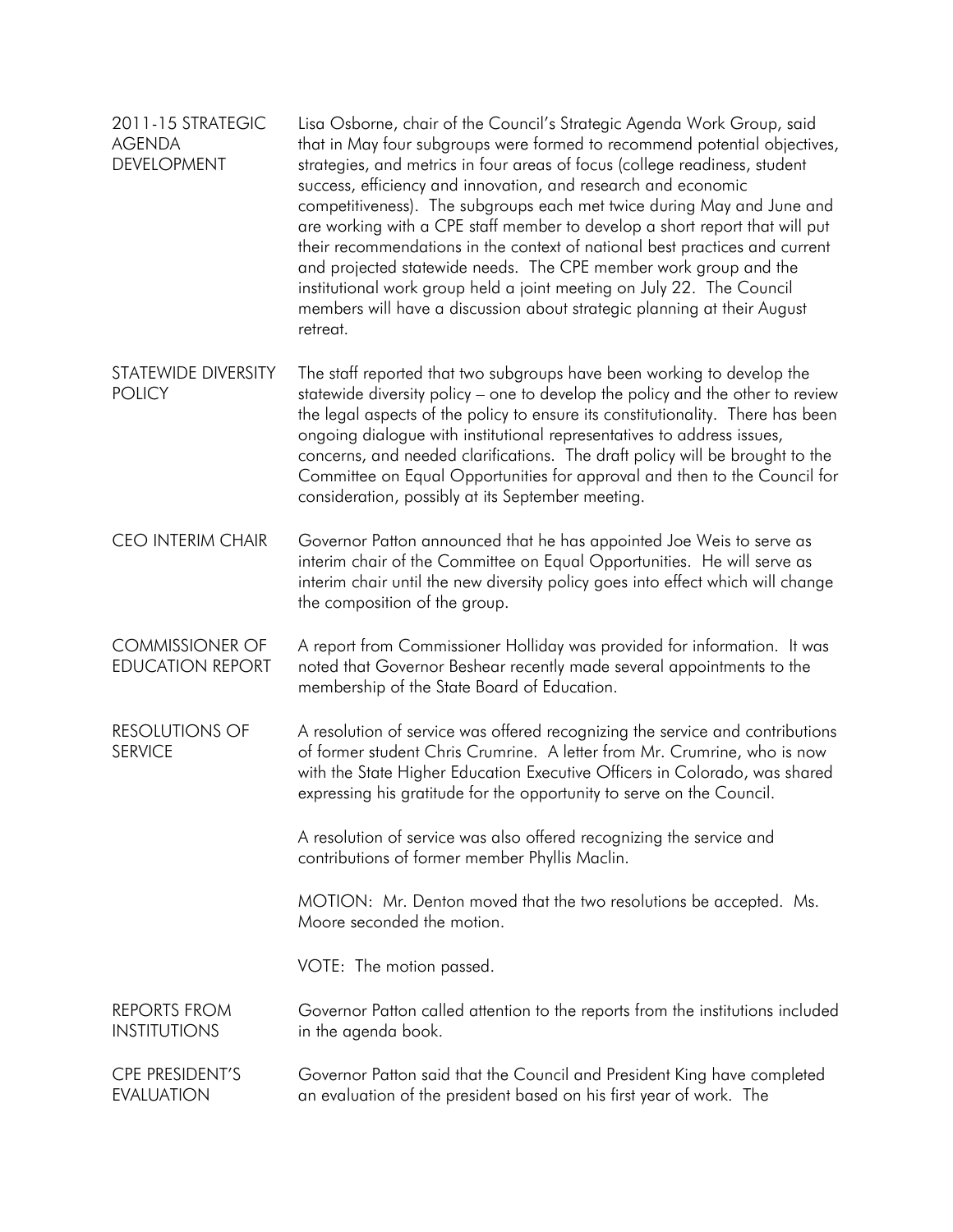**2011-15 STRATEGIC AGENDA DEVELOPMENT**

Lisa Osborne, chair of the Council's Strategic Agenda Work Group, said that in May four subgroups were formed to recommend potential objectives, strategies, and metrics in four areas of focus (college readiness, student success, efficiency and innovation, and research and economic competitiveness). The subgroups each met twice during May and June and are working with a CPE staff member to develop a short report that will put their recommendations in the context of national best practices and current and projected statewide needs. The CPE member work group and the institutional work group held a joint meeting on July 22. The Council members will have a discussion about strategic planning at their August retreat.

**STATEWIDE DIVERSITY POLICY**

The staff reported that two subgroups have been working to develop the statewide diversity policy – one to develop the policy and the other to review the legal aspects of the policy to ensure its constitutionality. There has been ongoing dialogue with institutional representatives to address issues, concerns, and needed clarifications. The draft policy will be brought to the Committee on Equal Opportunities for approval and then to the Council for consideration, possibly at its September meeting.

**CEO INTERIM CHAIR**

Governor Patton announced that he has appointed Joe Weis to serve as interim chair of the Committee on Equal Opportunities. He will serve as interim chair until the new diversity policy goes into effect which will change the composition of the group.

**COMMISSIONER OF EDUCATION REPORT**

A report from Commissioner Holliday was provided for information. It was noted that Governor Beshear recently made several appointments to the membership of the State Board of Education.

**RESOLUTIONS OF SERVICE**

A resolution of service was offered recognizing the service and contributions of former student Chris Crumrine. A letter from Mr. Crumrine, who is now with the State Higher Education Executive Officers in Colorado, was shared expressing his gratitude for the opportunity to serve on the Council.

A resolution of service was also offered recognizing the service and contributions of former member Phyllis Maclin.

MOTION: Mr. Denton moved that the two resolutions be accepted. Ms. Moore seconded the motion.

VOTE: The motion passed.

**REPORTS FROM INSTITUTIONS**

Governor Patton called attention to the reports from the institutions included in the agenda book.

**CPE PRESIDENT'S EVALUATION**

Governor Patton said that the Council and President King have completed an evaluation of the president based on his first year of work. The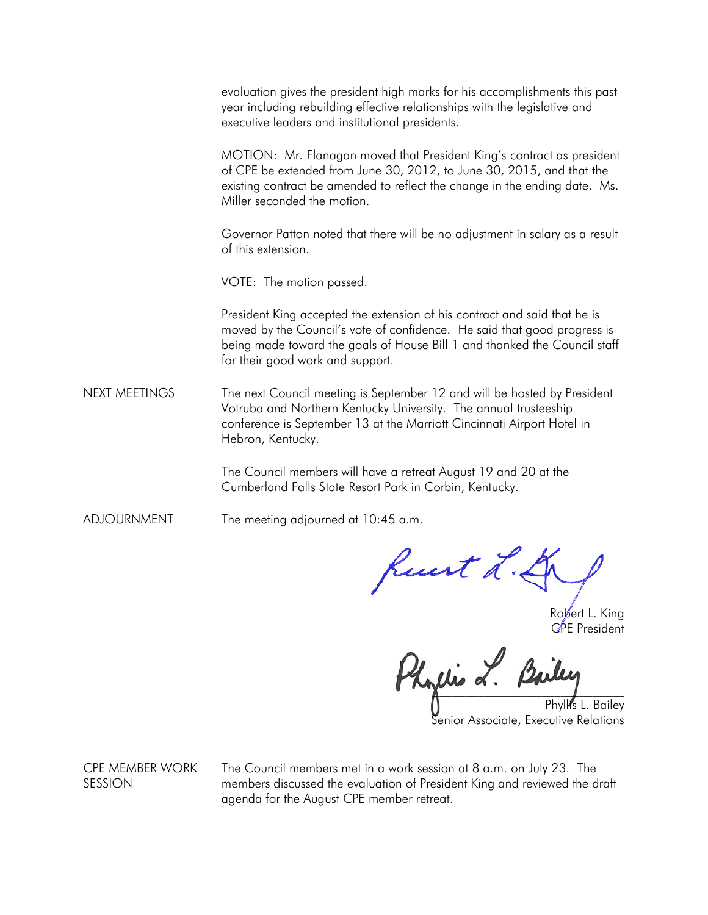evaluation gives the president high marks for his accomplishments this past year including rebuilding effective relationships with the legislative and executive leaders and institutional presidents.

MOTION: Mr. Flanagan moved that President King's contract as president of CPE be extended from June 30, 2012, to June 30, 2015, and that the existing contract be amended to reflect the change in the ending date. Ms. Miller seconded the motion.

Governor Patton noted that there will be no adjustment in salary as a result of this extension.

VOTE: The motion passed.

President King accepted the extension of his contract and said that he is moved by the Council's vote of confidence. He said that good progress is being made toward the goals of House Bill 1 and thanked the Council staff for their good work and support.

NEXT MEETINGS

The next Council meeting is September 12 and will be hosted by President Votruba and Northern Kentucky University. The annual trusteeship conference is September 13 at the Marriott Cincinnati Airport Hotel in Hebron, Kentucky.

The Council members will have a retreat August 19 and 20 at the Cumberland Falls State Resort Park in Corbin, Kentucky.

ADJOURNMENT

The meeting adjourned at 10:45 a.m.

Robert L. King
CPE President

Phyllis L. Bailey
Senior Associate, Executive Relations

CPE MEMBER WORK SESSION

The Council members met in a work session at 8 a.m. on July 23. The members discussed the evaluation of President King and reviewed the draft agenda for the August CPE member retreat.